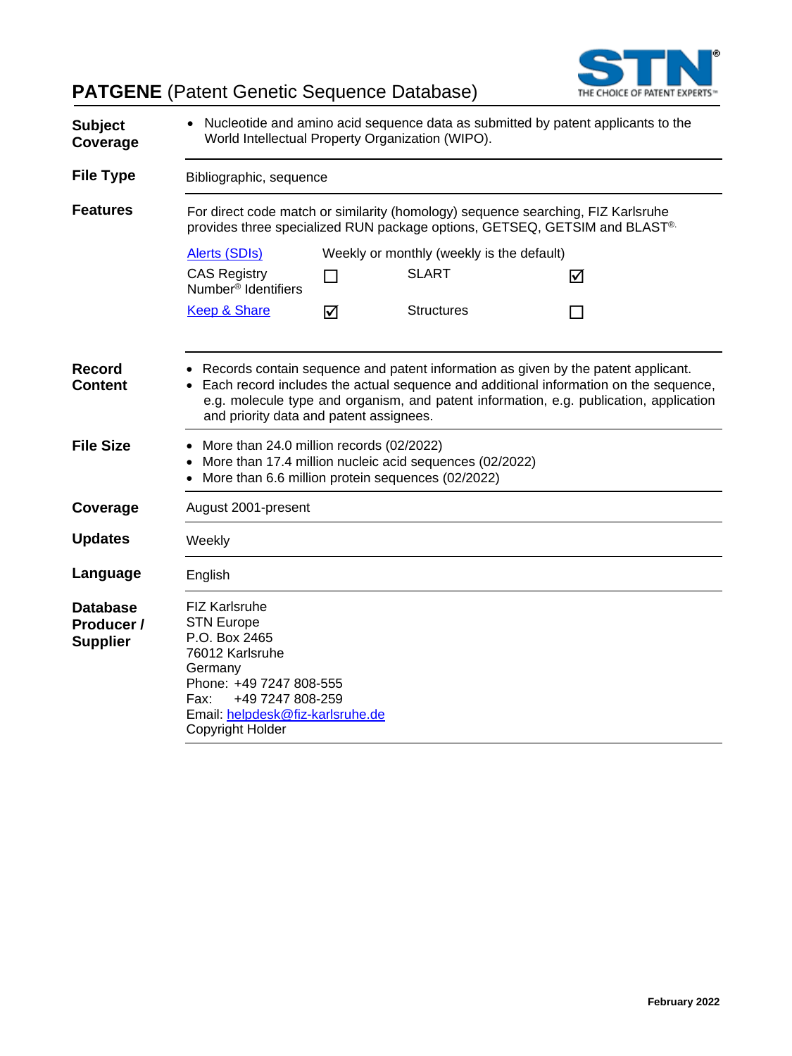# PATGENE (Patent Genetic Sequence Database)

THE CHOICE OF PATENT EXPERTS™

| | |
|---|---|
| **Subject Coverage** | • Nucleotide and amino acid sequence data as submitted by patent applicants to the World Intellectual Property Organization (WIPO). |
| **File Type** | Bibliographic, sequence |
| **Features** | For direct code match or similarity (homology) sequence searching, FIZ Karlsruhe provides three specialized RUN package options, GETSEQ, GETSIM and BLAST®. |

| | | | |
|---|---|---|---|
| Alerts (SDIs) | Weekly or monthly (weekly is the default) | | |
| CAS Registry Number® Identifiers | ☐ | SLART | ☑ |
| Keep & Share | ☑ | Structures | ☐ |

| | |
|---|---|
| **Record Content** | • Records contain sequence and patent information as given by the patent applicant.<br>• Each record includes the actual sequence and additional information on the sequence, e.g. molecule type and organism, and patent information, e.g. publication, application and priority data and patent assignees. |
| **File Size** | • More than 24.0 million records (02/2022)<br>• More than 17.4 million nucleic acid sequences (02/2022)<br>• More than 6.6 million protein sequences (02/2022) |
| **Coverage** | August 2001-present |
| **Updates** | Weekly |
| **Language** | English |
| **Database Producer / Supplier** | FIZ Karlsruhe<br>STN Europe<br>P.O. Box 2465<br>76012 Karlsruhe<br>Germany<br>Phone: +49 7247 808-555<br>Fax: +49 7247 808-259<br>Email: helpdesk@fiz-karlsruhe.de<br>Copyright Holder |

February 2022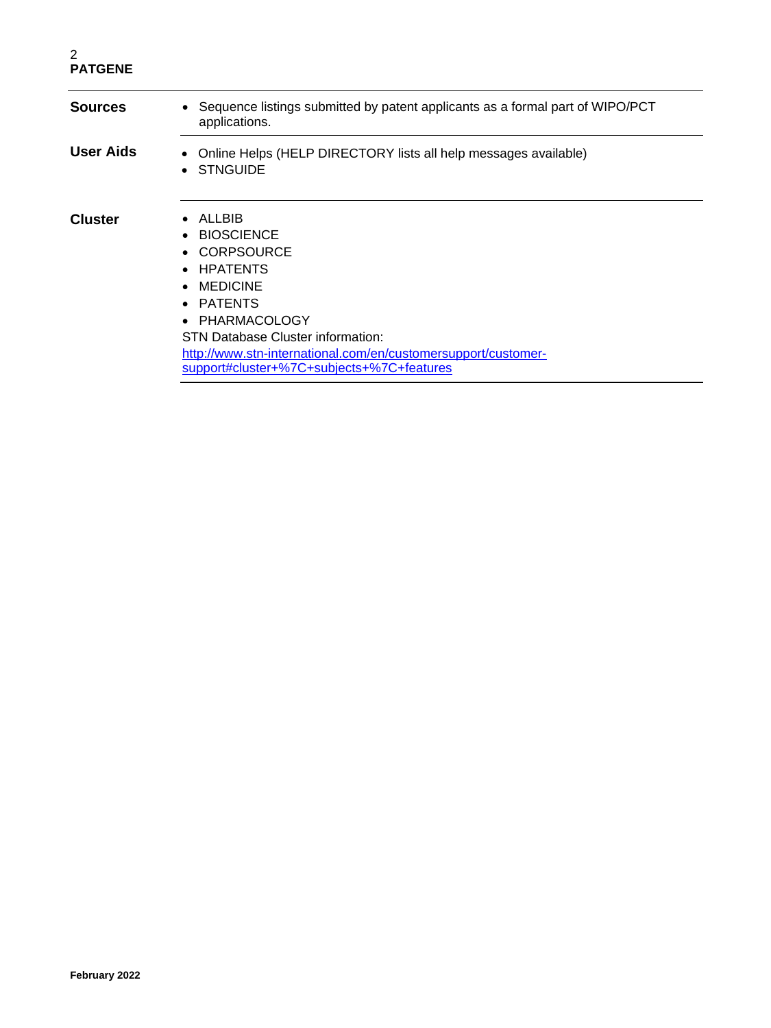| | |
|---|---|
| **Sources** | • Sequence listings submitted by patent applicants as a formal part of WIPO/PCT applications. |
| **User Aids** | • Online Helps (HELP DIRECTORY lists all help messages available)<br>• STNGUIDE |
| **Cluster** | • ALLBIB<br>• BIOSCIENCE<br>• CORPSOURCE<br>• HPATENTS<br>• MEDICINE<br>• PATENTS<br>• PHARMACOLOGY<br>STN Database Cluster information:<br>[http://www.stn-international.com/en/customersupport/customer-support#cluster+%7C+subjects+%7C+features](http://www.stn-international.com/en/customersupport/customer-support#cluster+%7C+subjects+%7C+features) |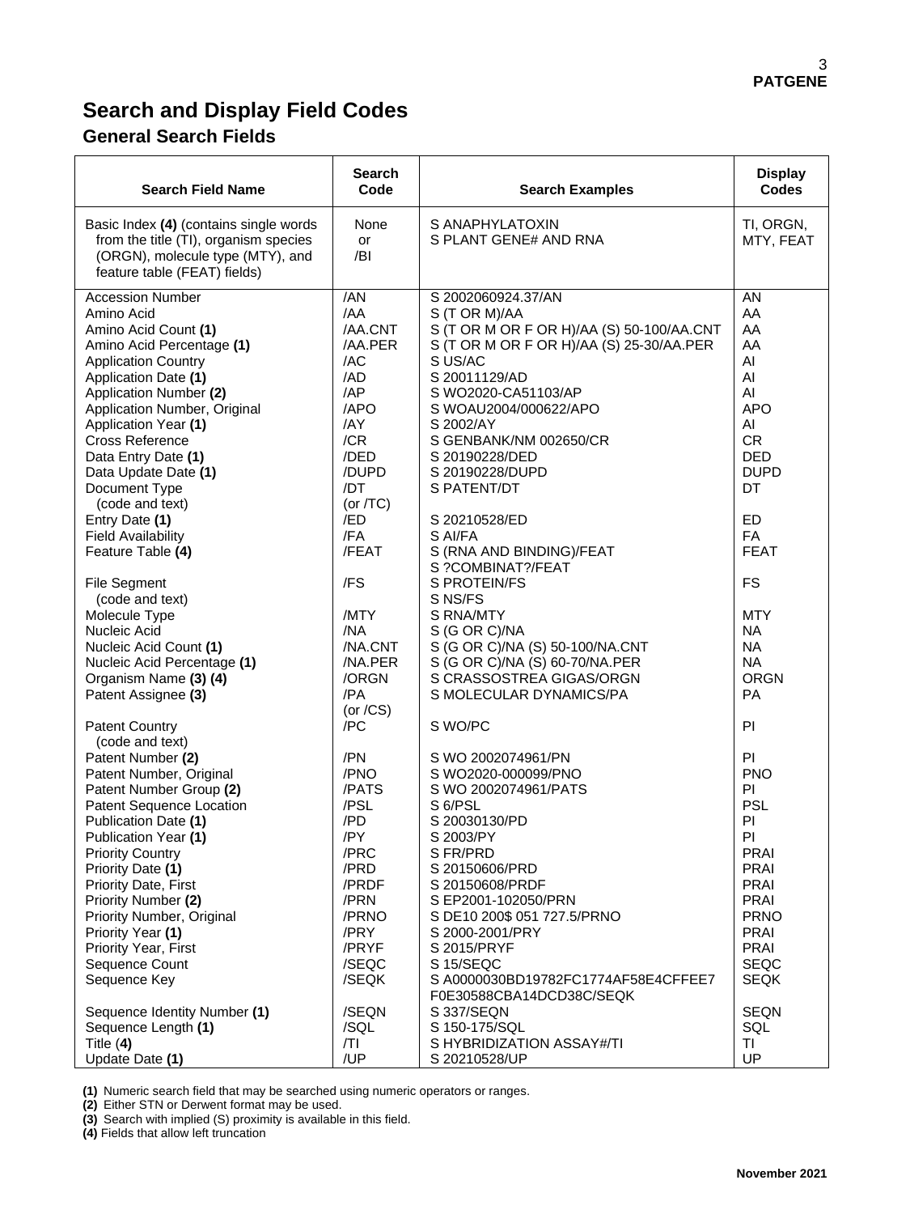# Search and Display Field Codes

## General Search Fields

| Search Field Name | Search Code | Search Examples | Display Codes |
|---|---|---|---|
| Basic Index **(4)** (contains single words from the title (TI), organism species (ORGN), molecule type (MTY), and feature table (FEAT) fields) | None or /BI | S ANAPHYLATOXIN<br>S PLANT GENE# AND RNA | TI, ORGN, MTY, FEAT |
| Accession Number | /AN | S 2002060924.37/AN | AN |
| Amino Acid | /AA | S (T OR M)/AA | AA |
| Amino Acid Count **(1)** | /AA.CNT | S (T OR M OR F OR H)/AA (S) 50-100/AA.CNT | AA |
| Amino Acid Percentage **(1)** | /AA.PER | S (T OR M OR F OR H)/AA (S) 25-30/AA.PER | AA |
| Application Country | /AC | S US/AC | AI |
| Application Date **(1)** | /AD | S 20011129/AD | AI |
| Application Number **(2)** | /AP | S WO2020-CA51103/AP | AI |
| Application Number, Original | /APO | S WOAU2004/000622/APO | APO |
| Application Year **(1)** | /AY | S 2002/AY | AI |
| Cross Reference | /CR | S GENBANK/NM 002650/CR | CR |
| Data Entry Date **(1)** | /DED | S 20190228/DED | DED |
| Data Update Date **(1)** | /DUPD | S 20190228/DUPD | DUPD |
| Document Type (code and text) | /DT (or /TC) | S PATENT/DT | DT |
| Entry Date **(1)** | /ED | S 20210528/ED | ED |
| Field Availability | /FA | S AI/FA | FA |
| Feature Table **(4)** | /FEAT | S (RNA AND BINDING)/FEAT<br>S ?COMBINAT?/FEAT | FEAT |
| File Segment (code and text) | /FS | S PROTEIN/FS<br>S NS/FS | FS |
| Molecule Type | /MTY | S RNA/MTY | MTY |
| Nucleic Acid | /NA | S (G OR C)/NA | NA |
| Nucleic Acid Count **(1)** | /NA.CNT | S (G OR C)/NA (S) 50-100/NA.CNT | NA |
| Nucleic Acid Percentage **(1)** | /NA.PER | S (G OR C)/NA (S) 60-70/NA.PER | NA |
| Organism Name **(3) (4)** | /ORGN | S CRASSOSTREA GIGAS/ORGN | ORGN |
| Patent Assignee **(3)** | /PA (or /CS) | S MOLECULAR DYNAMICS/PA | PA |
| Patent Country (code and text) | /PC | S WO/PC | PI |
| Patent Number **(2)** | /PN | S WO 2002074961/PN | PI |
| Patent Number, Original | /PNO | S WO2020-000099/PNO | PNO |
| Patent Number Group **(2)** | /PATS | S WO 2002074961/PATS | PI |
| Patent Sequence Location | /PSL | S 6/PSL | PSL |
| Publication Date **(1)** | /PD | S 20030130/PD | PI |
| Publication Year **(1)** | /PY | S 2003/PY | PI |
| Priority Country | /PRC | S FR/PRD | PRAI |
| Priority Date **(1)** | /PRD | S 20150606/PRD | PRAI |
| Priority Date, First | /PRDF | S 20150608/PRDF | PRAI |
| Priority Number **(2)** | /PRN | S EP2001-102050/PRN | PRAI |
| Priority Number, Original | /PRNO | S DE10 200$ 051 727.5/PRNO | PRNO |
| Priority Year **(1)** | /PRY | S 2000-2001/PRY | PRAI |
| Priority Year, First | /PRYF | S 2015/PRYF | PRAI |
| Sequence Count | /SEQC | S 15/SEQC | SEQC |
| Sequence Key | /SEQK | S A0000030BD19782FC1774AF58E4CFFEE7 F0E30588CBA14DCD38C/SEQK | SEQK |
| Sequence Identity Number **(1)** | /SEQN | S 337/SEQN | SEQN |
| Sequence Length **(1)** | /SQL | S 150-175/SQL | SQL |
| Title **(4)** | /TI | S HYBRIDIZATION ASSAY#/TI | TI |
| Update Date **(1)** | /UP | S 20210528/UP | UP |

**(1)** Numeric search field that may be searched using numeric operators or ranges.
**(2)** Either STN or Derwent format may be used.
**(3)** Search with implied (S) proximity is available in this field.
**(4)** Fields that allow left truncation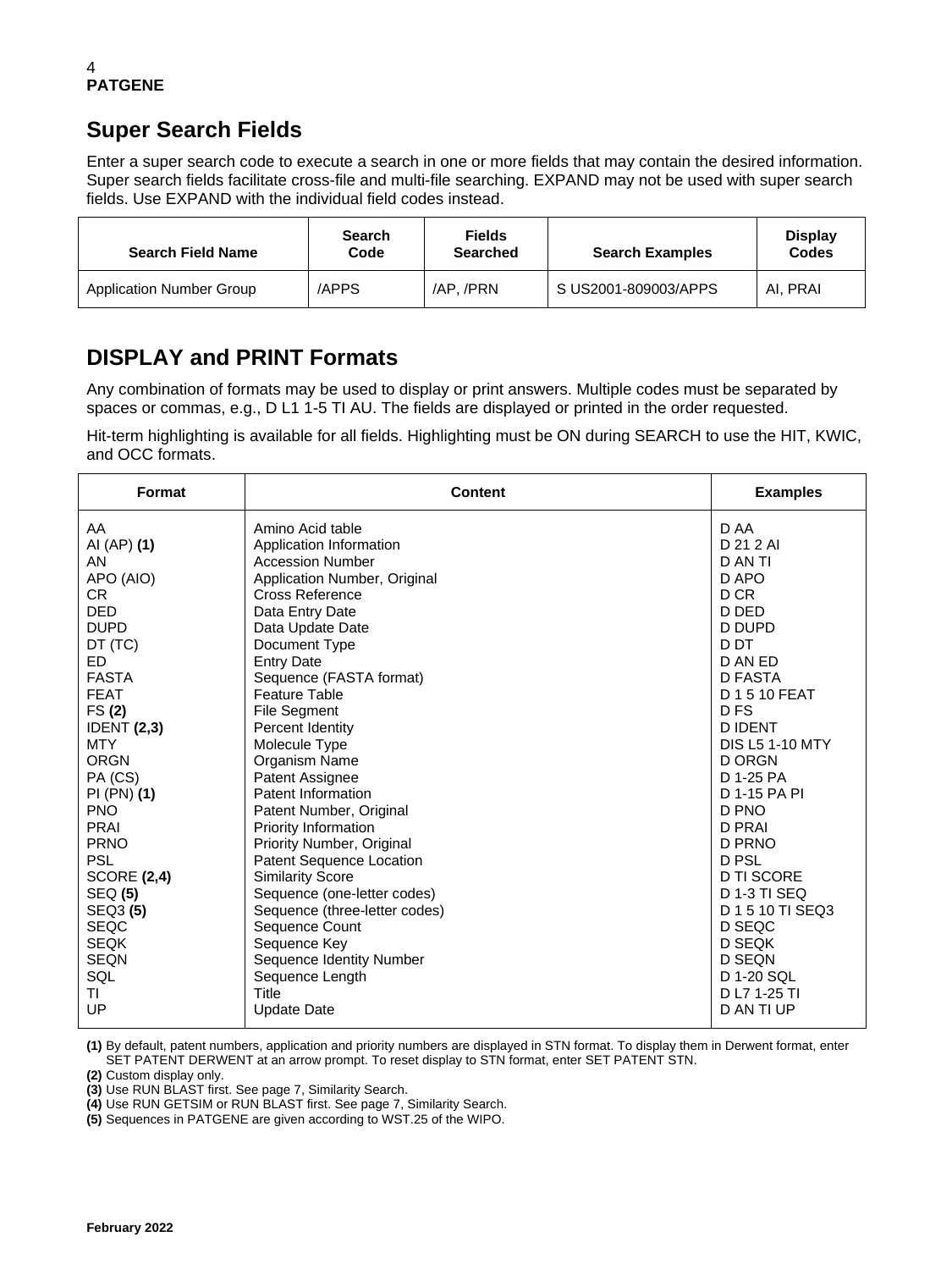## Super Search Fields

Enter a super search code to execute a search in one or more fields that may contain the desired information. Super search fields facilitate cross-file and multi-file searching. EXPAND may not be used with super search fields. Use EXPAND with the individual field codes instead.

| Search Field Name | Search Code | Fields Searched | Search Examples | Display Codes |
|---|---|---|---|---|
| Application Number Group | /APPS | /AP, /PRN | S US2001-809003/APPS | AI, PRAI |

## DISPLAY and PRINT Formats

Any combination of formats may be used to display or print answers. Multiple codes must be separated by spaces or commas, e.g., D L1 1-5 TI AU. The fields are displayed or printed in the order requested.

Hit-term highlighting is available for all fields. Highlighting must be ON during SEARCH to use the HIT, KWIC, and OCC formats.

| Format | Content | Examples |
|---|---|---|
| AA | Amino Acid table | D AA |
| AI (AP) **(1)** | Application Information | D 21 2 AI |
| AN | Accession Number | D AN TI |
| APO (AIO) | Application Number, Original | D APO |
| CR | Cross Reference | D CR |
| DED | Data Entry Date | D DED |
| DUPD | Data Update Date | D DUPD |
| DT (TC) | Document Type | D DT |
| ED | Entry Date | D AN ED |
| FASTA | Sequence (FASTA format) | D FASTA |
| FEAT | Feature Table | D 1 5 10 FEAT |
| FS **(2)** | File Segment | D FS |
| IDENT **(2,3)** | Percent Identity | D IDENT |
| MTY | Molecule Type | DIS L5 1-10 MTY |
| ORGN | Organism Name | D ORGN |
| PA (CS) | Patent Assignee | D 1-25 PA |
| PI (PN) **(1)** | Patent Information | D 1-15 PA PI |
| PNO | Patent Number, Original | D PNO |
| PRAI | Priority Information | D PRAI |
| PRNO | Priority Number, Original | D PRNO |
| PSL | Patent Sequence Location | D PSL |
| SCORE **(2,4)** | Similarity Score | D TI SCORE |
| SEQ **(5)** | Sequence (one-letter codes) | D 1-3 TI SEQ |
| SEQ3 **(5)** | Sequence (three-letter codes) | D 1 5 10 TI SEQ3 |
| SEQC | Sequence Count | D SEQC |
| SEQK | Sequence Key | D SEQK |
| SEQN | Sequence Identity Number | D SEQN |
| SQL | Sequence Length | D 1-20 SQL |
| TI | Title | D L7 1-25 TI |
| UP | Update Date | D AN TI UP |

**(1)** By default, patent numbers, application and priority numbers are displayed in STN format. To display them in Derwent format, enter SET PATENT DERWENT at an arrow prompt. To reset display to STN format, enter SET PATENT STN.

**(2)** Custom display only.

**(3)** Use RUN BLAST first. See page 7, Similarity Search.

**(4)** Use RUN GETSIM or RUN BLAST first. See page 7, Similarity Search.

**(5)** Sequences in PATGENE are given according to WST.25 of the WIPO.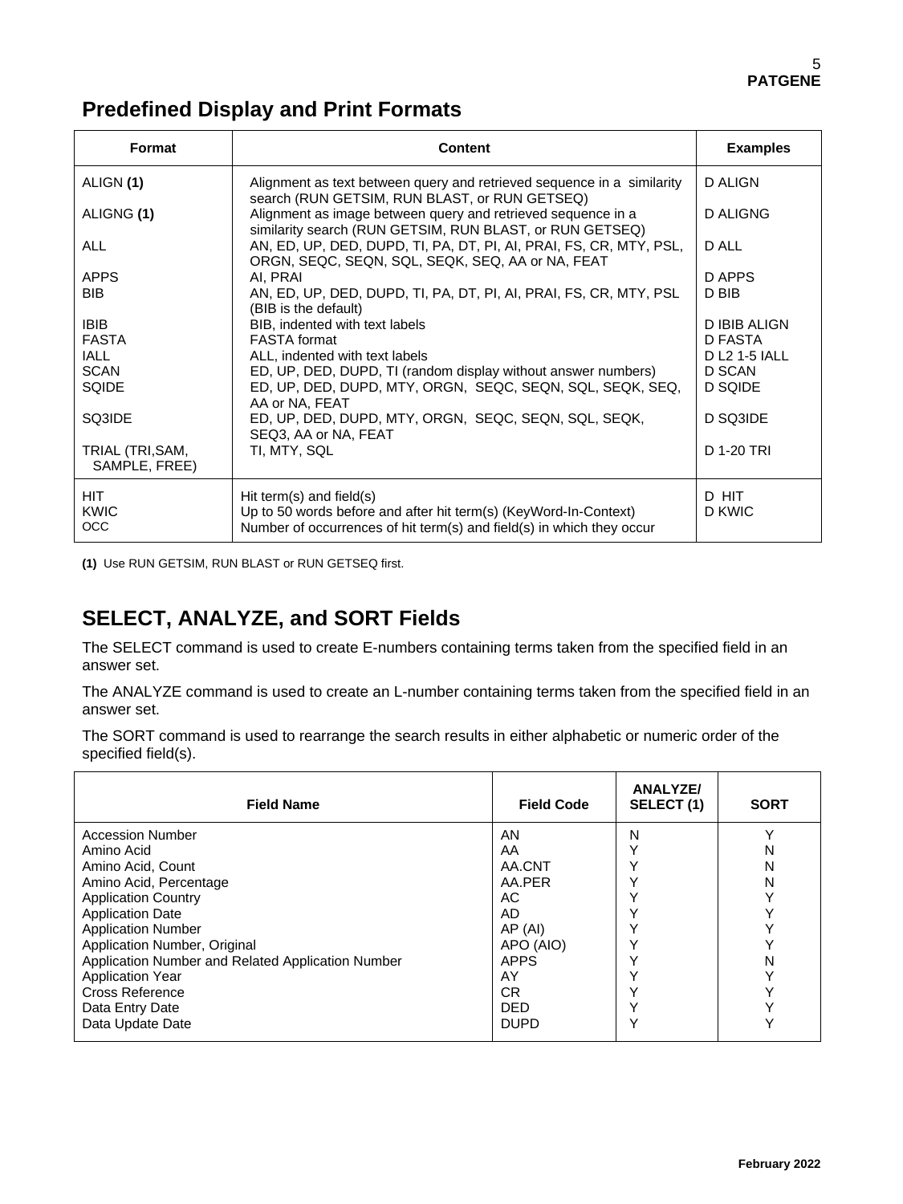## Predefined Display and Print Formats

| Format | Content | Examples |
|---|---|---|
| ALIGN **(1)** | Alignment as text between query and retrieved sequence in a similarity search (RUN GETSIM, RUN BLAST, or RUN GETSEQ) | D ALIGN |
| ALIGNG **(1)** | Alignment as image between query and retrieved sequence in a similarity search (RUN GETSIM, RUN BLAST, or RUN GETSEQ) | D ALIGNG |
| ALL | AN, ED, UP, DED, DUPD, TI, PA, DT, PI, AI, PRAI, FS, CR, MTY, PSL, ORGN, SEQC, SEQN, SQL, SEQK, SEQ, AA or NA, FEAT | D ALL |
| APPS | AI, PRAI | D APPS |
| BIB | AN, ED, UP, DED, DUPD, TI, PA, DT, PI, AI, PRAI, FS, CR, MTY, PSL (BIB is the default) | D BIB |
| IBIB | BIB, indented with text labels | D IBIB ALIGN |
| FASTA | FASTA format | D FASTA |
| IALL | ALL, indented with text labels | D L2 1-5 IALL |
| SCAN | ED, UP, DED, DUPD, TI (random display without answer numbers) | D SCAN |
| SQIDE | ED, UP, DED, DUPD, MTY, ORGN, SEQC, SEQN, SQL, SEQK, SEQ, AA or NA, FEAT | D SQIDE |
| SQ3IDE | ED, UP, DED, DUPD, MTY, ORGN, SEQC, SEQN, SQL, SEQK, SEQ3, AA or NA, FEAT | D SQ3IDE |
| TRIAL (TRI,SAM, SAMPLE, FREE) | TI, MTY, SQL | D 1-20 TRI |
| HIT | Hit term(s) and field(s) | D HIT |
| KWIC | Up to 50 words before and after hit term(s) (KeyWord-In-Context) | D KWIC |
| OCC | Number of occurrences of hit term(s) and field(s) in which they occur | |

**(1)** Use RUN GETSIM, RUN BLAST or RUN GETSEQ first.

## SELECT, ANALYZE, and SORT Fields

The SELECT command is used to create E-numbers containing terms taken from the specified field in an answer set.

The ANALYZE command is used to create an L-number containing terms taken from the specified field in an answer set.

The SORT command is used to rearrange the search results in either alphabetic or numeric order of the specified field(s).

| Field Name | Field Code | ANALYZE/ SELECT (1) | SORT |
|---|---|---|---|
| Accession Number | AN | N | Y |
| Amino Acid | AA | Y | N |
| Amino Acid, Count | AA.CNT | Y | N |
| Amino Acid, Percentage | AA.PER | Y | N |
| Application Country | AC | Y | Y |
| Application Date | AD | Y | Y |
| Application Number | AP (AI) | Y | Y |
| Application Number, Original | APO (AIO) | Y | Y |
| Application Number and Related Application Number | APPS | Y | N |
| Application Year | AY | Y | Y |
| Cross Reference | CR | Y | Y |
| Data Entry Date | DED | Y | Y |
| Data Update Date | DUPD | Y | Y |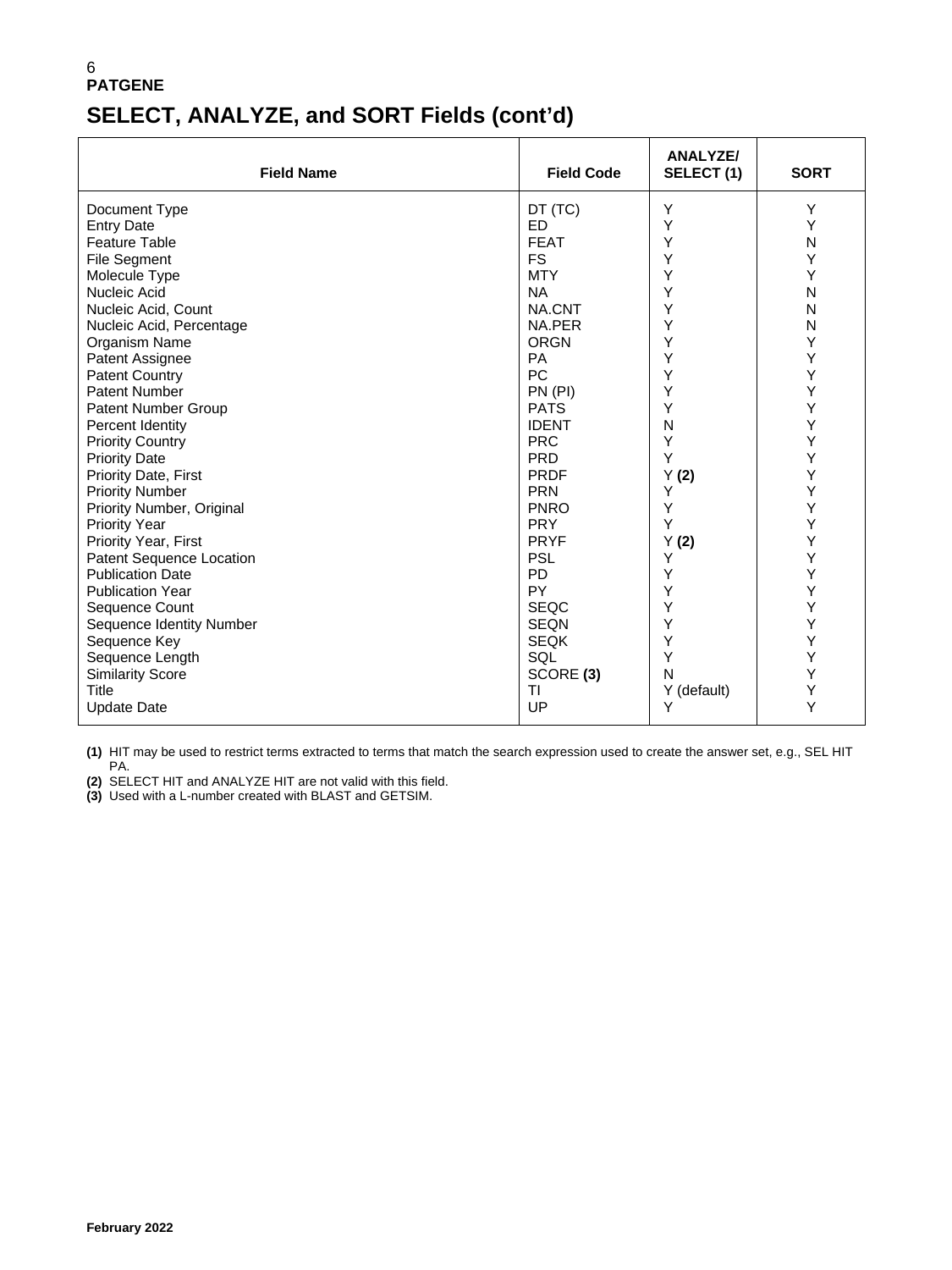**PATGENE**

## SELECT, ANALYZE, and SORT Fields (cont'd)

| Field Name | Field Code | ANALYZE/ SELECT (1) | SORT |
|---|---|---|---|
| Document Type | DT (TC) | Y | Y |
| Entry Date | ED | Y | Y |
| Feature Table | FEAT | Y | N |
| File Segment | FS | Y | Y |
| Molecule Type | MTY | Y | Y |
| Nucleic Acid | NA | Y | N |
| Nucleic Acid, Count | NA.CNT | Y | N |
| Nucleic Acid, Percentage | NA.PER | Y | N |
| Organism Name | ORGN | Y | Y |
| Patent Assignee | PA | Y | Y |
| Patent Country | PC | Y | Y |
| Patent Number | PN (PI) | Y | Y |
| Patent Number Group | PATS | Y | Y |
| Percent Identity | IDENT | N | Y |
| Priority Country | PRC | Y | Y |
| Priority Date | PRD | Y | Y |
| Priority Date, First | PRDF | Y **(2)** | Y |
| Priority Number | PRN | Y | Y |
| Priority Number, Original | PNRO | Y | Y |
| Priority Year | PRY | Y | Y |
| Priority Year, First | PRYF | Y **(2)** | Y |
| Patent Sequence Location | PSL | Y | Y |
| Publication Date | PD | Y | Y |
| Publication Year | PY | Y | Y |
| Sequence Count | SEQC | Y | Y |
| Sequence Identity Number | SEQN | Y | Y |
| Sequence Key | SEQK | Y | Y |
| Sequence Length | SQL | Y | Y |
| Similarity Score | SCORE **(3)** | N | Y |
| Title | TI | Y (default) | Y |
| Update Date | UP | Y | Y |

**(1)** HIT may be used to restrict terms extracted to terms that match the search expression used to create the answer set, e.g., SEL HIT PA.

**(2)** SELECT HIT and ANALYZE HIT are not valid with this field.

**(3)** Used with a L-number created with BLAST and GETSIM.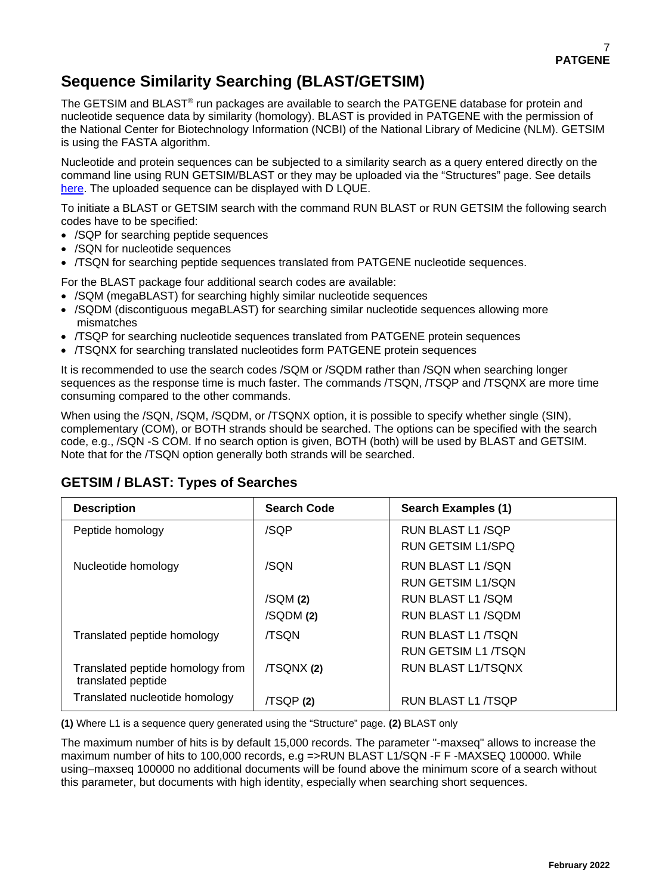# Sequence Similarity Searching (BLAST/GETSIM)

The GETSIM and BLAST® run packages are available to search the PATGENE database for protein and nucleotide sequence data by similarity (homology). BLAST is provided in PATGENE with the permission of the National Center for Biotechnology Information (NCBI) of the National Library of Medicine (NLM). GETSIM is using the FASTA algorithm.

Nucleotide and protein sequences can be subjected to a similarity search as a query entered directly on the command line using RUN GETSIM/BLAST or they may be uploaded via the "Structures" page. See details here. The uploaded sequence can be displayed with D LQUE.

To initiate a BLAST or GETSIM search with the command RUN BLAST or RUN GETSIM the following search codes have to be specified:

- /SQP for searching peptide sequences
- /SQN for nucleotide sequences
- /TSQN for searching peptide sequences translated from PATGENE nucleotide sequences.

For the BLAST package four additional search codes are available:

- /SQM (megaBLAST) for searching highly similar nucleotide sequences
- /SQDM (discontiguous megaBLAST) for searching similar nucleotide sequences allowing more mismatches
- /TSQP for searching nucleotide sequences translated from PATGENE protein sequences
- /TSQNX for searching translated nucleotides form PATGENE protein sequences

It is recommended to use the search codes /SQM or /SQDM rather than /SQN when searching longer sequences as the response time is much faster. The commands /TSQN, /TSQP and /TSQNX are more time consuming compared to the other commands.

When using the /SQN, /SQM, /SQDM, or /TSQNX option, it is possible to specify whether single (SIN), complementary (COM), or BOTH strands should be searched. The options can be specified with the search code, e.g., /SQN -S COM. If no search option is given, BOTH (both) will be used by BLAST and GETSIM. Note that for the /TSQN option generally both strands will be searched.

## GETSIM / BLAST: Types of Searches

| Description | Search Code | Search Examples (1) |
|---|---|---|
| Peptide homology | /SQP | RUN BLAST L1 /SQP<br>RUN GETSIM L1/SPQ |
| Nucleotide homology | /SQN | RUN BLAST L1 /SQN<br>RUN GETSIM L1/SQN |
| | /SQM **(2)** | RUN BLAST L1 /SQM |
| | /SQDM **(2)** | RUN BLAST L1 /SQDM |
| Translated peptide homology | /TSQN | RUN BLAST L1 /TSQN<br>RUN GETSIM L1 /TSQN |
| Translated peptide homology from translated peptide | /TSQNX **(2)** | RUN BLAST L1/TSQNX |
| Translated nucleotide homology | /TSQP **(2)** | RUN BLAST L1 /TSQP |

**(1)** Where L1 is a sequence query generated using the "Structure" page. **(2)** BLAST only

The maximum number of hits is by default 15,000 records. The parameter "-maxseq" allows to increase the maximum number of hits to 100,000 records, e.g =>RUN BLAST L1/SQN -F F -MAXSEQ 100000. While using–maxseq 100000 no additional documents will be found above the minimum score of a search without this parameter, but documents with high identity, especially when searching short sequences.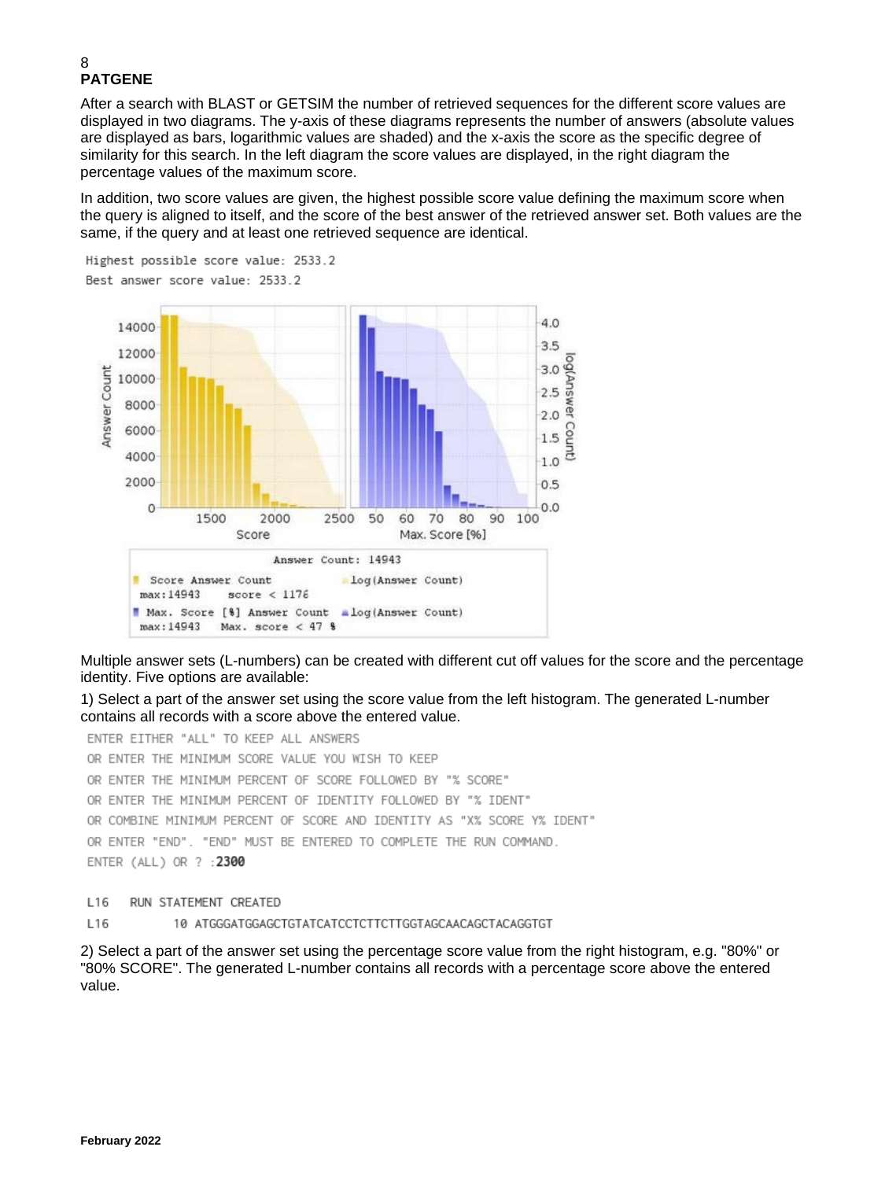## PATGENE

After a search with BLAST or GETSIM the number of retrieved sequences for the different score values are displayed in two diagrams. The y-axis of these diagrams represents the number of answers (absolute values are displayed as bars, logarithmic values are shaded) and the x-axis the score as the specific degree of similarity for this search. In the left diagram the score values are displayed, in the right diagram the percentage values of the maximum score.

In addition, two score values are given, the highest possible score value defining the maximum score when the query is aligned to itself, and the score of the best answer of the retrieved answer set. Both values are the same, if the query and at least one retrieved sequence are identical.

```
Highest possible score value: 2533.2
Best answer score value: 2533.2
```

Multiple answer sets (L-numbers) can be created with different cut off values for the score and the percentage identity. Five options are available:

1) Select a part of the answer set using the score value from the left histogram. The generated L-number contains all records with a score above the entered value.

```
ENTER EITHER "ALL" TO KEEP ALL ANSWERS
OR ENTER THE MINIMUM SCORE VALUE YOU WISH TO KEEP
OR ENTER THE MINIMUM PERCENT OF SCORE FOLLOWED BY "% SCORE"
OR ENTER THE MINIMUM PERCENT OF IDENTITY FOLLOWED BY "% IDENT"
OR COMBINE MINIMUM PERCENT OF SCORE AND IDENTITY AS "X% SCORE Y% IDENT"
OR ENTER "END". "END" MUST BE ENTERED TO COMPLETE THE RUN COMMAND.
ENTER (ALL) OR ? :2300

L16    RUN STATEMENT CREATED
L16         10 ATGGGATGGAGCTGTATCATCCTCTTCTTGGTAGCAACAGCTACAGGTGT
```

2) Select a part of the answer set using the percentage score value from the right histogram, e.g. "80%" or "80% SCORE". The generated L-number contains all records with a percentage score above the entered value.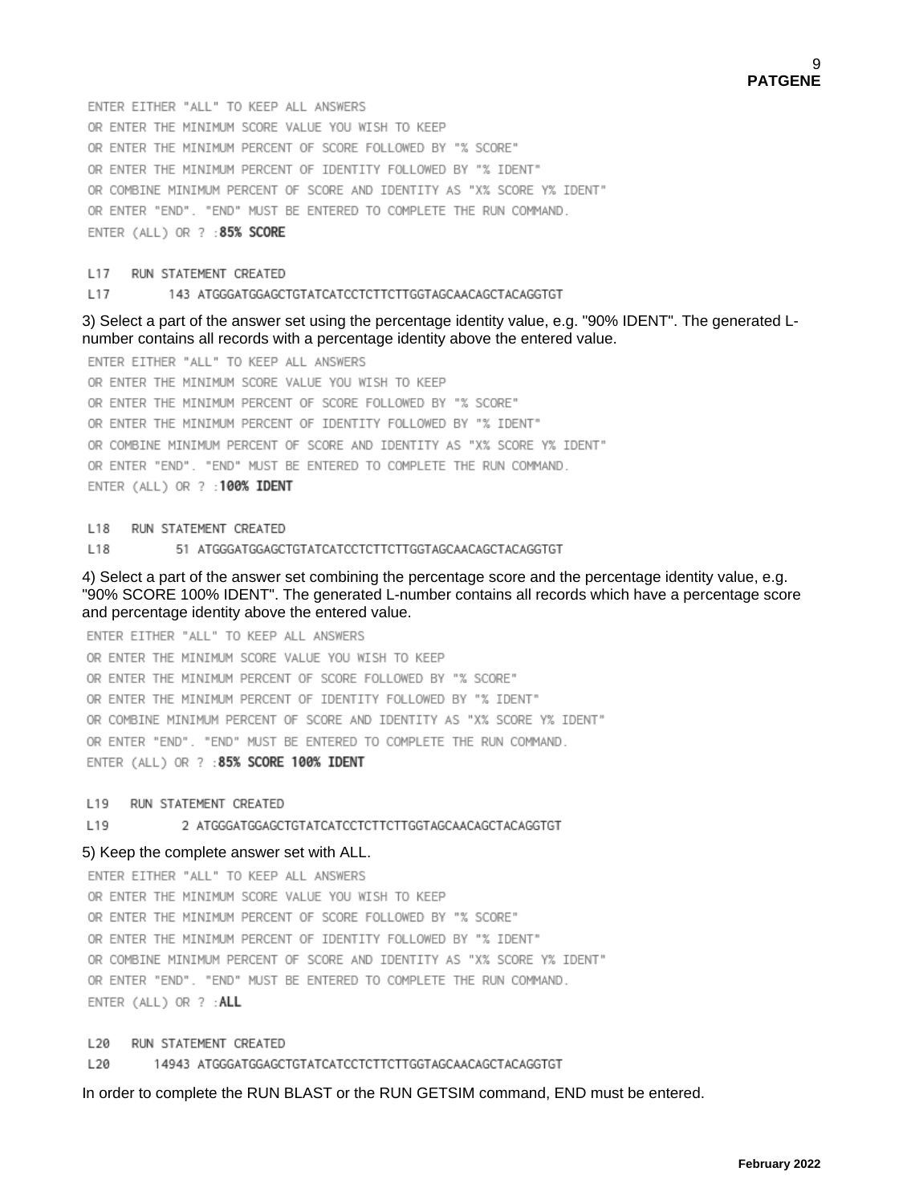```
ENTER EITHER "ALL" TO KEEP ALL ANSWERS
OR ENTER THE MINIMUM SCORE VALUE YOU WISH TO KEEP
OR ENTER THE MINIMUM PERCENT OF SCORE FOLLOWED BY "% SCORE"
OR ENTER THE MINIMUM PERCENT OF IDENTITY FOLLOWED BY "% IDENT"
OR COMBINE MINIMUM PERCENT OF SCORE AND IDENTITY AS "X% SCORE Y% IDENT"
OR ENTER "END". "END" MUST BE ENTERED TO COMPLETE THE RUN COMMAND.
ENTER (ALL) OR ? :85% SCORE

L17   RUN STATEMENT CREATED
L17        143 ATGGGATGGAGCTGTATCATCCTCTTCTTGGTAGCAACAGCTACAGGTGT
```

3) Select a part of the answer set using the percentage identity value, e.g. "90% IDENT". The generated L-number contains all records with a percentage identity above the entered value.

```
ENTER EITHER "ALL" TO KEEP ALL ANSWERS
OR ENTER THE MINIMUM SCORE VALUE YOU WISH TO KEEP
OR ENTER THE MINIMUM PERCENT OF SCORE FOLLOWED BY "% SCORE"
OR ENTER THE MINIMUM PERCENT OF IDENTITY FOLLOWED BY "% IDENT"
OR COMBINE MINIMUM PERCENT OF SCORE AND IDENTITY AS "X% SCORE Y% IDENT"
OR ENTER "END". "END" MUST BE ENTERED TO COMPLETE THE RUN COMMAND.
ENTER (ALL) OR ? :100% IDENT

L18   RUN STATEMENT CREATED
L18         51 ATGGGATGGAGCTGTATCATCCTCTTCTTGGTAGCAACAGCTACAGGTGT
```

4) Select a part of the answer set combining the percentage score and the percentage identity value, e.g. "90% SCORE 100% IDENT". The generated L-number contains all records which have a percentage score and percentage identity above the entered value.

```
ENTER EITHER "ALL" TO KEEP ALL ANSWERS
OR ENTER THE MINIMUM SCORE VALUE YOU WISH TO KEEP
OR ENTER THE MINIMUM PERCENT OF SCORE FOLLOWED BY "% SCORE"
OR ENTER THE MINIMUM PERCENT OF IDENTITY FOLLOWED BY "% IDENT"
OR COMBINE MINIMUM PERCENT OF SCORE AND IDENTITY AS "X% SCORE Y% IDENT"
OR ENTER "END". "END" MUST BE ENTERED TO COMPLETE THE RUN COMMAND.
ENTER (ALL) OR ? :85% SCORE 100% IDENT

L19   RUN STATEMENT CREATED
L19          2 ATGGGATGGAGCTGTATCATCCTCTTCTTGGTAGCAACAGCTACAGGTGT
```

5) Keep the complete answer set with ALL.

```
ENTER EITHER "ALL" TO KEEP ALL ANSWERS
OR ENTER THE MINIMUM SCORE VALUE YOU WISH TO KEEP
OR ENTER THE MINIMUM PERCENT OF SCORE FOLLOWED BY "% SCORE"
OR ENTER THE MINIMUM PERCENT OF IDENTITY FOLLOWED BY "% IDENT"
OR COMBINE MINIMUM PERCENT OF SCORE AND IDENTITY AS "X% SCORE Y% IDENT"
OR ENTER "END". "END" MUST BE ENTERED TO COMPLETE THE RUN COMMAND.
ENTER (ALL) OR ? :ALL

L20   RUN STATEMENT CREATED
L20      14943 ATGGGATGGAGCTGTATCATCCTCTTCTTGGTAGCAACAGCTACAGGTGT
```

In order to complete the RUN BLAST or the RUN GETSIM command, END must be entered.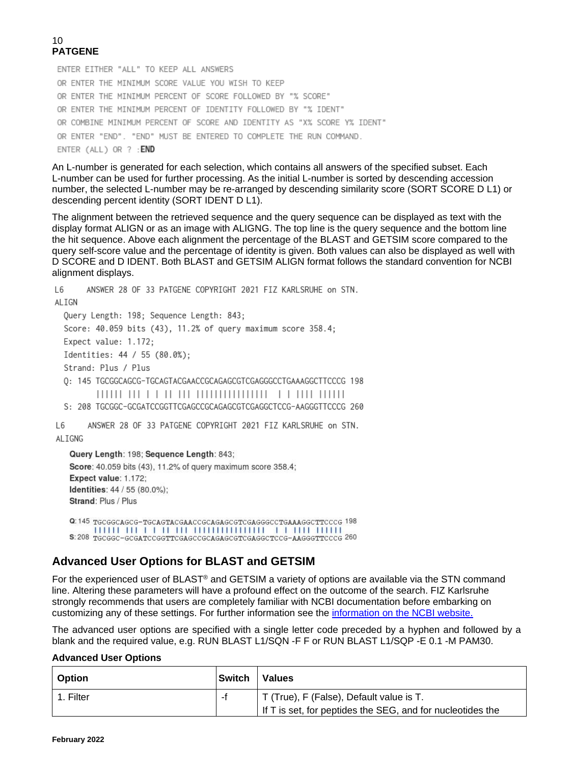**PATGENE**

```
ENTER EITHER "ALL" TO KEEP ALL ANSWERS
OR ENTER THE MINIMUM SCORE VALUE YOU WISH TO KEEP
OR ENTER THE MINIMUM PERCENT OF SCORE FOLLOWED BY "% SCORE"
OR ENTER THE MINIMUM PERCENT OF IDENTITY FOLLOWED BY "% IDENT"
OR COMBINE MINIMUM PERCENT OF SCORE AND IDENTITY AS "X% SCORE Y% IDENT"
OR ENTER "END". "END" MUST BE ENTERED TO COMPLETE THE RUN COMMAND.
ENTER (ALL) OR ? :END
```

An L-number is generated for each selection, which contains all answers of the specified subset. Each L-number can be used for further processing. As the initial L-number is sorted by descending accession number, the selected L-number may be re-arranged by descending similarity score (SORT SCORE D L1) or descending percent identity (SORT IDENT D L1).

The alignment between the retrieved sequence and the query sequence can be displayed as text with the display format ALIGN or as an image with ALIGNG. The top line is the query sequence and the bottom line the hit sequence. Above each alignment the percentage of the BLAST and GETSIM score compared to the query self-score value and the percentage of identity is given. Both values can also be displayed as well with D SCORE and D IDENT. Both BLAST and GETSIM ALIGN format follows the standard convention for NCBI alignment displays.

```
L6      ANSWER 28 OF 33 PATGENE COPYRIGHT 2021 FIZ KARLSRUHE on STN.
ALIGN
  Query Length: 198; Sequence Length: 843;
  Score: 40.059 bits (43), 11.2% of query maximum score 358.4;
  Expect value: 1.172;
  Identities: 44 / 55 (80.0%);
  Strand: Plus / Plus
  Q: 145 TGCGGCAGCG-TGCAGTACGAACCGCAGAGCGTCGAGGGCCTGAAAGGCTTCCCG 198
         |||||| ||| | | || ||| |||||||||||||||   | | |||| ||||||
  S: 208 TGCGGC-GCGATCCGGTTCGAGCCGCAGAGCGTCGAGGCTCCG-AAGGGTTCCCG 260
```

```
L6      ANSWER 28 OF 33 PATGENE COPYRIGHT 2021 FIZ KARLSRUHE on STN.
ALIGNG
```

**Query Length**: 198; **Sequence Length**: 843;
**Score**: 40.059 bits (43), 11.2% of query maximum score 358.4;
**Expect value**: 1.172;
**Identities**: 44 / 55 (80.0%);
**Strand**: Plus / Plus

```
Q: 145 TGCGGCAGCG-TGCAGTACGAACCGCAGAGCGTCGAGGGCCTGAAAGGCTTCCCG 198
       |||||| ||| | | || ||| |||||||||||||||   | | |||| ||||||
S: 208 TGCGGC-GCGATCCGGTTCGAGCCGCAGAGCGTCGAGGCTCCG-AAGGGTTCCCG 260
```

## Advanced User Options for BLAST and GETSIM

For the experienced user of BLAST® and GETSIM a variety of options are available via the STN command line. Altering these parameters will have a profound effect on the outcome of the search. FIZ Karlsruhe strongly recommends that users are completely familiar with NCBI documentation before embarking on customizing any of these settings. For further information see the information on the NCBI website.

The advanced user options are specified with a single letter code preceded by a hyphen and followed by a blank and the required value, e.g. RUN BLAST L1/SQN -F F or RUN BLAST L1/SQP -E 0.1 -M PAM30.

**Advanced User Options**

| Option | Switch | Values |
|---|---|---|
| 1. Filter | -f | T (True), F (False), Default value is T.<br>If T is set, for peptides the SEG, and for nucleotides the |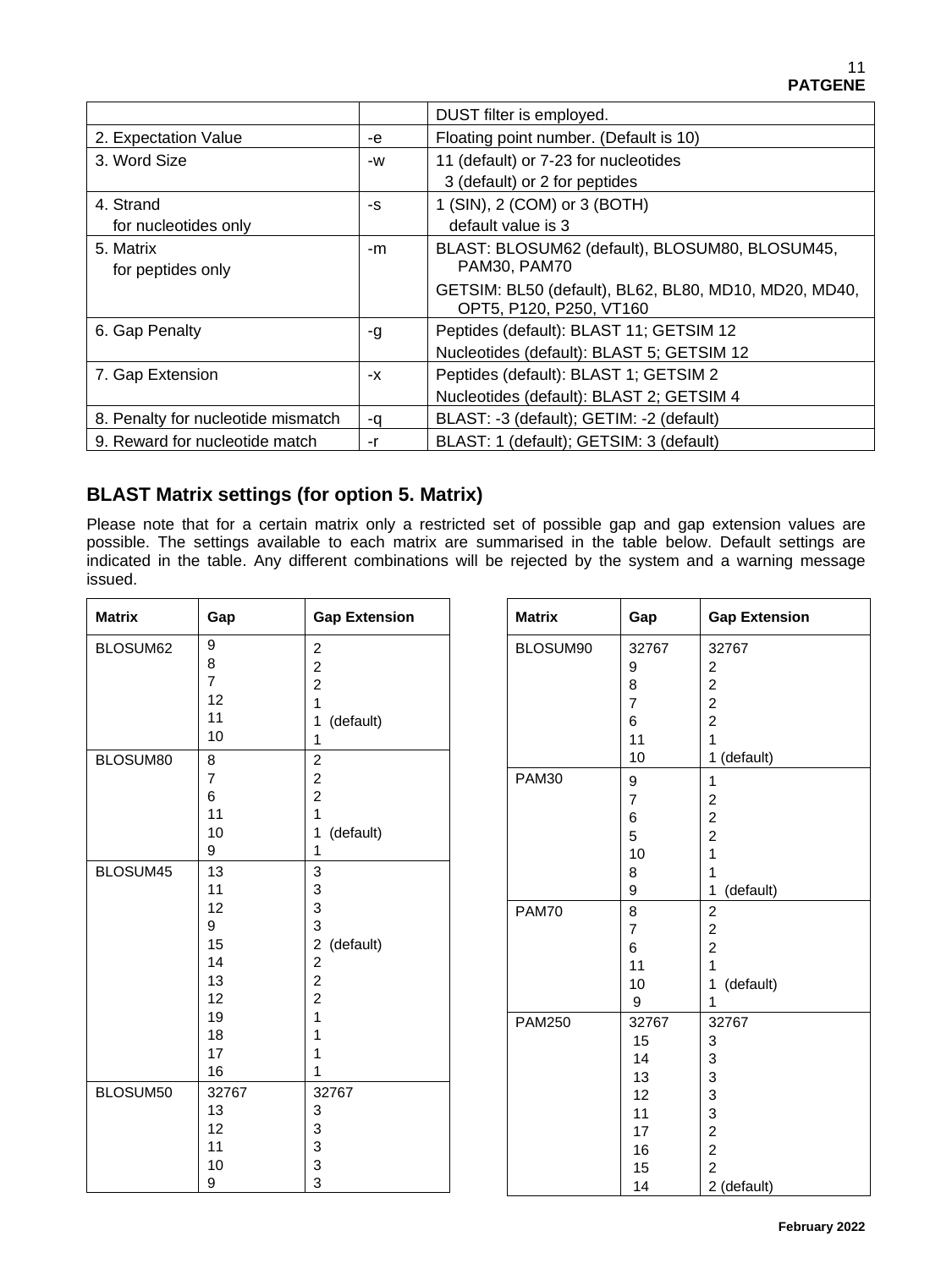| | | |
|---|---|---|
| | | DUST filter is employed. |
| 2. Expectation Value | -e | Floating point number. (Default is 10) |
| 3. Word Size | -w | 11 (default) or 7-23 for nucleotides<br>3 (default) or 2 for peptides |
| 4. Strand<br>for nucleotides only | -s | 1 (SIN), 2 (COM) or 3 (BOTH)<br>default value is 3 |
| 5. Matrix<br>for peptides only | -m | BLAST: BLOSUM62 (default), BLOSUM80, BLOSUM45, PAM30, PAM70<br>GETSIM: BL50 (default), BL62, BL80, MD10, MD20, MD40, OPT5, P120, P250, VT160 |
| 6. Gap Penalty | -g | Peptides (default): BLAST 11; GETSIM 12<br>Nucleotides (default): BLAST 5; GETSIM 12 |
| 7. Gap Extension | -x | Peptides (default): BLAST 1; GETSIM 2<br>Nucleotides (default): BLAST 2; GETSIM 4 |
| 8. Penalty for nucleotide mismatch | -q | BLAST: -3 (default); GETIM: -2 (default) |
| 9. Reward for nucleotide match | -r | BLAST: 1 (default); GETSIM: 3 (default) |

## BLAST Matrix settings (for option 5. Matrix)

Please note that for a certain matrix only a restricted set of possible gap and gap extension values are possible. The settings available to each matrix are summarised in the table below. Default settings are indicated in the table. Any different combinations will be rejected by the system and a warning message issued.

| Matrix | Gap | Gap Extension |
|---|---|---|
| BLOSUM62 | 9<br>8<br>7<br>12<br>11<br>10 | 2<br>2<br>2<br>1<br>1 (default)<br>1 |
| BLOSUM80 | 8<br>7<br>6<br>11<br>10<br>9 | 2<br>2<br>2<br>1<br>1 (default)<br>1 |
| BLOSUM45 | 13<br>11<br>12<br>9<br>15<br>14<br>13<br>12<br>19<br>18<br>17<br>16 | 3<br>3<br>3<br>3<br>2 (default)<br>2<br>2<br>2<br>1<br>1<br>1<br>1 |
| BLOSUM50 | 32767<br>13<br>12<br>11<br>10<br>9 | 32767<br>3<br>3<br>3<br>3<br>3 |

| Matrix | Gap | Gap Extension |
|---|---|---|
| BLOSUM90 | 32767<br>9<br>8<br>7<br>6<br>11<br>10 | 32767<br>2<br>2<br>2<br>2<br>1<br>1 (default) |
| PAM30 | 9<br>7<br>6<br>5<br>10<br>8<br>9 | 1<br>2<br>2<br>2<br>1<br>1<br>1 (default) |
| PAM70 | 8<br>7<br>6<br>11<br>10<br>9 | 2<br>2<br>2<br>1<br>1 (default)<br>1 |
| PAM250 | 32767<br>15<br>14<br>13<br>12<br>11<br>17<br>16<br>15<br>14 | 32767<br>3<br>3<br>3<br>3<br>3<br>2<br>2<br>2<br>2 (default) |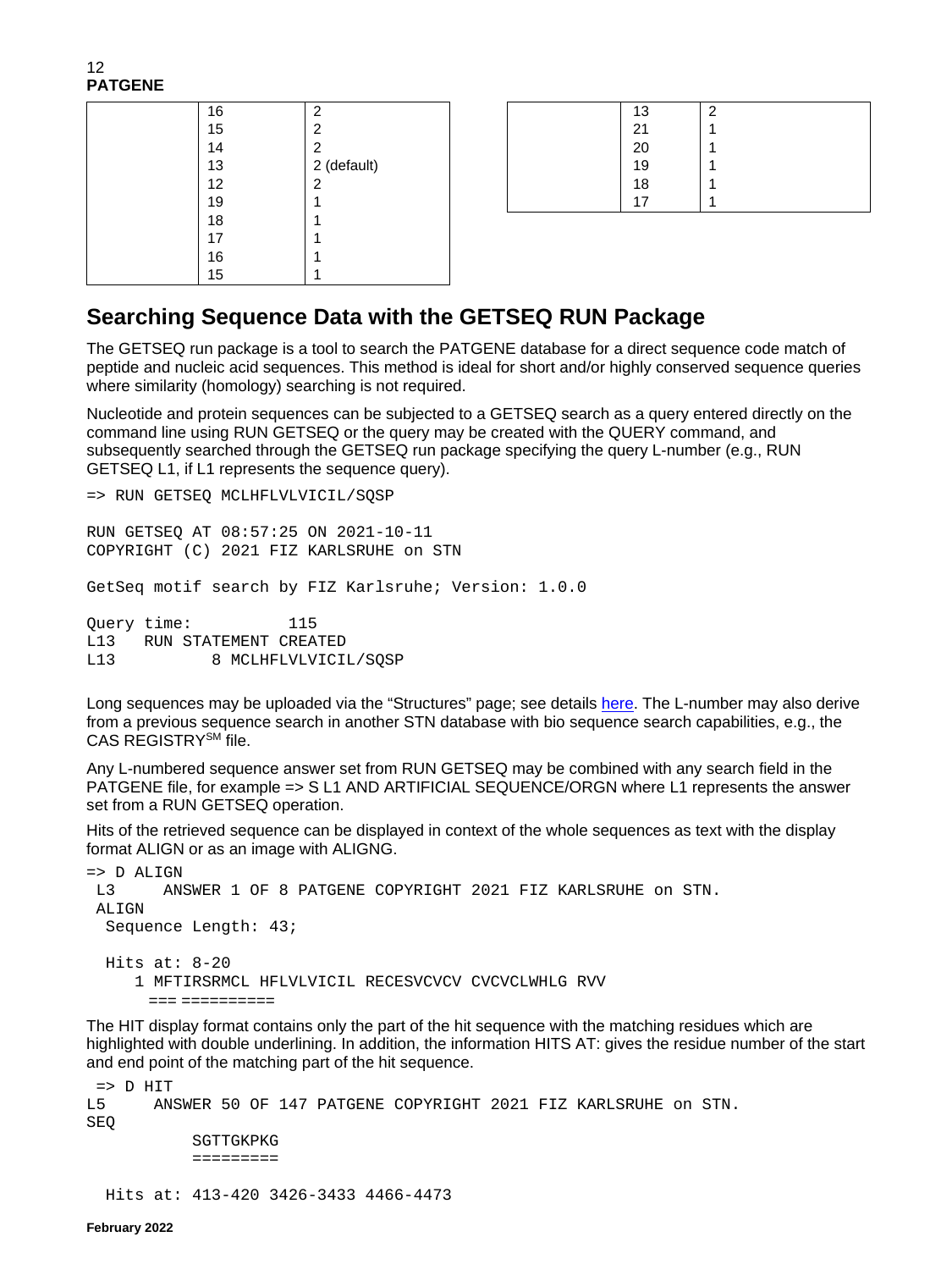| | | |
|---|---|---|
| | 16 | 2 |
| | 15 | 2 |
| | 14 | 2 |
| | 13 | 2 (default) |
| | 12 | 2 |
| | 19 | 1 |
| | 18 | 1 |
| | 17 | 1 |
| | 16 | 1 |
| | 15 | 1 |

| | | |
|---|---|---|
| | 13 | 2 |
| | 21 | 1 |
| | 20 | 1 |
| | 19 | 1 |
| | 18 | 1 |
| | 17 | 1 |

## Searching Sequence Data with the GETSEQ RUN Package

The GETSEQ run package is a tool to search the PATGENE database for a direct sequence code match of peptide and nucleic acid sequences. This method is ideal for short and/or highly conserved sequence queries where similarity (homology) searching is not required.

Nucleotide and protein sequences can be subjected to a GETSEQ search as a query entered directly on the command line using RUN GETSEQ or the query may be created with the QUERY command, and subsequently searched through the GETSEQ run package specifying the query L-number (e.g., RUN GETSEQ L1, if L1 represents the sequence query).

```
=> RUN GETSEQ MCLHFLVLVICIL/SQSP

RUN GETSEQ AT 08:57:25 ON 2021-10-11
COPYRIGHT (C) 2021 FIZ KARLSRUHE on STN

GetSeq motif search by FIZ Karlsruhe; Version: 1.0.0

Query time:          115
L13   RUN STATEMENT CREATED
L13          8 MCLHFLVLVICIL/SQSP
```

Long sequences may be uploaded via the "Structures" page; see details here. The L-number may also derive from a previous sequence search in another STN database with bio sequence search capabilities, e.g., the CAS REGISTRY[SM] file.

Any L-numbered sequence answer set from RUN GETSEQ may be combined with any search field in the PATGENE file, for example => S L1 AND ARTIFICIAL SEQUENCE/ORGN where L1 represents the answer set from a RUN GETSEQ operation.

Hits of the retrieved sequence can be displayed in context of the whole sequences as text with the display format ALIGN or as an image with ALIGNG.

```
=> D ALIGN
 L3     ANSWER 1 OF 8 PATGENE COPYRIGHT 2021 FIZ KARLSRUHE on STN.
 ALIGN
  Sequence Length: 43;

  Hits at: 8-20
     1 MFTIRSRMCL HFLVLVICIL RECESVCVCV CVCVCLWHLG RVV
       === ==========
```

The HIT display format contains only the part of the hit sequence with the matching residues which are highlighted with double underlining. In addition, the information HITS AT: gives the residue number of the start and end point of the matching part of the hit sequence.

```
 => D HIT
L5     ANSWER 50 OF 147 PATGENE COPYRIGHT 2021 FIZ KARLSRUHE on STN.
SEQ
          SGTTGKPKG
          =========

  Hits at: 413-420 3426-3433 4466-4473
```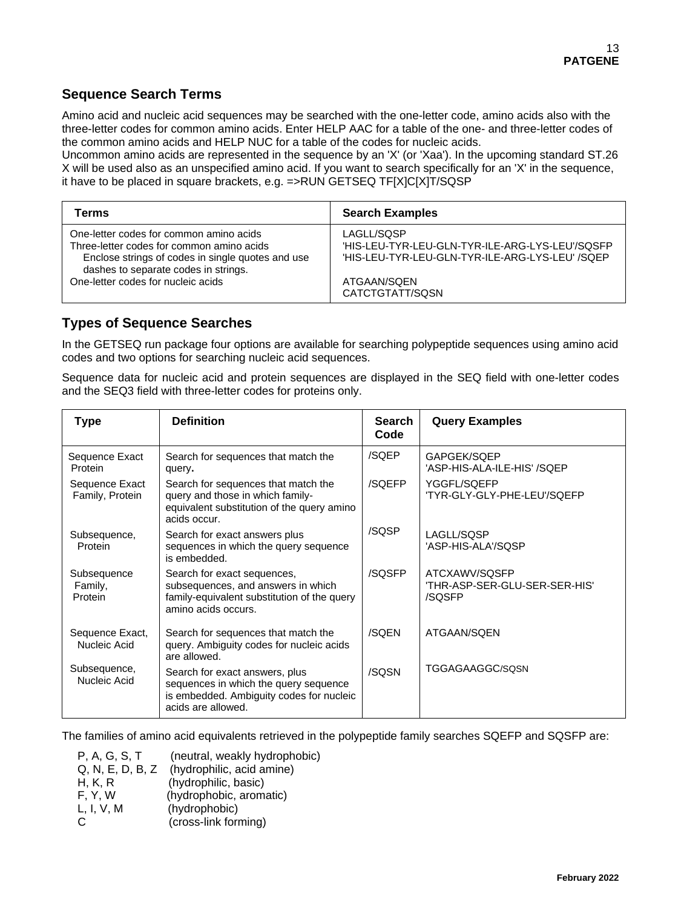## Sequence Search Terms

Amino acid and nucleic acid sequences may be searched with the one-letter code, amino acids also with the three-letter codes for common amino acids. Enter HELP AAC for a table of the one- and three-letter codes of the common amino acids and HELP NUC for a table of the codes for nucleic acids.
Uncommon amino acids are represented in the sequence by an 'X' (or 'Xaa'). In the upcoming standard ST.26 X will be used also as an unspecified amino acid. If you want to search specifically for an 'X' in the sequence, it have to be placed in square brackets, e.g. =>RUN GETSEQ TF[X]C[X]T/SQSP

| Terms | Search Examples |
|---|---|
| One-letter codes for common amino acids | LAGLL/SQSP |
| Three-letter codes for common amino acids<br>Enclose strings of codes in single quotes and use dashes to separate codes in strings. | 'HIS-LEU-TYR-LEU-GLN-TYR-ILE-ARG-LYS-LEU'/SQSFP<br>'HIS-LEU-TYR-LEU-GLN-TYR-ILE-ARG-LYS-LEU' /SQEP |
| One-letter codes for nucleic acids | ATGAAN/SQEN<br>CATCTGTATT/SQSN |

## Types of Sequence Searches

In the GETSEQ run package four options are available for searching polypeptide sequences using amino acid codes and two options for searching nucleic acid sequences.

Sequence data for nucleic acid and protein sequences are displayed in the SEQ field with one-letter codes and the SEQ3 field with three-letter codes for proteins only.

| Type | Definition | Search Code | Query Examples |
|---|---|---|---|
| Sequence Exact Protein | Search for sequences that match the query. | /SQEP | GAPGEK/SQEP<br>'ASP-HIS-ALA-ILE-HIS' /SQEP |
| Sequence Exact Family, Protein | Search for sequences that match the query and those in which family-equivalent substitution of the query amino acids occur. | /SQEFP | YGGFL/SQEFP<br>'TYR-GLY-GLY-PHE-LEU'/SQEFP |
| Subsequence, Protein | Search for exact answers plus sequences in which the query sequence is embedded. | /SQSP | LAGLL/SQSP<br>'ASP-HIS-ALA'/SQSP |
| Subsequence Family, Protein | Search for exact sequences, subsequences, and answers in which family-equivalent substitution of the query amino acids occurs. | /SQSFP | ATCXAWV/SQSFP<br>'THR-ASP-SER-GLU-SER-SER-HIS' /SQSFP |
| Sequence Exact, Nucleic Acid | Search for sequences that match the query. Ambiguity codes for nucleic acids are allowed. | /SQEN | ATGAAN/SQEN |
| Subsequence, Nucleic Acid | Search for exact answers, plus sequences in which the query sequence is embedded. Ambiguity codes for nucleic acids are allowed. | /SQSN | TGGAGAAGGC/SQSN |

The families of amino acid equivalents retrieved in the polypeptide family searches SQEFP and SQSFP are:

| | |
|---|---|
| P, A, G, S, T | (neutral, weakly hydrophobic) |
| Q, N, E, D, B, Z | (hydrophilic, acid amine) |
| H, K, R | (hydrophilic, basic) |
| F, Y, W | (hydrophobic, aromatic) |
| L, I, V, M | (hydrophobic) |
| C | (cross-link forming) |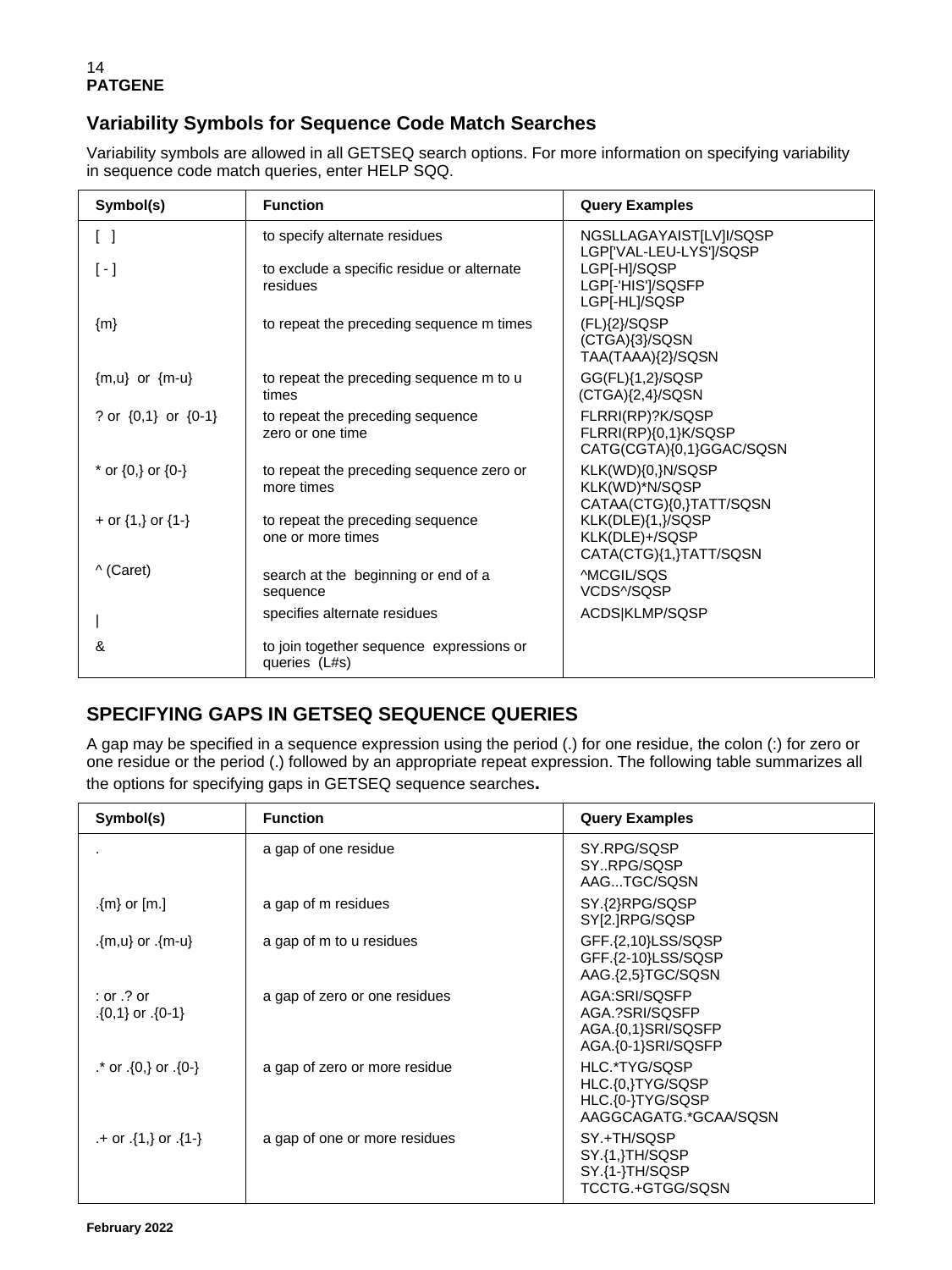## Variability Symbols for Sequence Code Match Searches

Variability symbols are allowed in all GETSEQ search options. For more information on specifying variability in sequence code match queries, enter HELP SQQ.

| Symbol(s) | Function | Query Examples |
|---|---|---|
| [ ] | to specify alternate residues | NGSLLAGAYAIST[LV]I/SQSP<br>LGP['VAL-LEU-LYS']/SQSP |
| [ - ] | to exclude a specific residue or alternate residues | LGP[-H]/SQSP<br>LGP[-'HIS']/SQSFP<br>LGP[-HL]/SQSP |
| {m} | to repeat the preceding sequence m times | (FL){2}/SQSP<br>(CTGA){3}/SQSN<br>TAA(TAAA){2}/SQSN |
| {m,u} or {m-u} | to repeat the preceding sequence m to u times | GG(FL){1,2}/SQSP<br>(CTGA){2,4}/SQSN |
| ? or {0,1} or {0-1} | to repeat the preceding sequence zero or one time | FLRRI(RP)?K/SQSP<br>FLRRI(RP){0,1}K/SQSP<br>CATG(CGTA){0,1}GGAC/SQSN |
| * or {0,} or {0-} | to repeat the preceding sequence zero or more times | KLK(WD){0,}N/SQSP<br>KLK(WD)*N/SQSP<br>CATAA(CTG){0,}TATT/SQSN |
| + or {1,} or {1-} | to repeat the preceding sequence one or more times | KLK(DLE){1,}/SQSP<br>KLK(DLE)+/SQSP<br>CATA(CTG){1,}TATT/SQSN |
| ^ (Caret) | search at the beginning or end of a sequence | ^MCGIL/SQS<br>VCDS^/SQSP |
| \| | specifies alternate residues | ACDS\|KLMP/SQSP |
| & | to join together sequence expressions or queries (L#s) | |

## SPECIFYING GAPS IN GETSEQ SEQUENCE QUERIES

A gap may be specified in a sequence expression using the period (.) for one residue, the colon (:) for zero or one residue or the period (.) followed by an appropriate repeat expression. The following table summarizes all the options for specifying gaps in GETSEQ sequence searches**.**

| Symbol(s) | Function | Query Examples |
|---|---|---|
| . | a gap of one residue | SY.RPG/SQSP<br>SY..RPG/SQSP<br>AAG...TGC/SQSN |
| .{m} or [m.] | a gap of m residues | SY.{2}RPG/SQSP<br>SY[2.]RPG/SQSP |
| .{m,u} or .{m-u} | a gap of m to u residues | GFF.{2,10}LSS/SQSP<br>GFF.{2-10}LSS/SQSP<br>AAG.{2,5}TGC/SQSN |
| : or .? or .{0,1} or .{0-1} | a gap of zero or one residues | AGA:SRI/SQSFP<br>AGA.?SRI/SQSFP<br>AGA.{0,1}SRI/SQSFP<br>AGA.{0-1}SRI/SQSFP |
| .* or .{0,} or .{0-} | a gap of zero or more residue | HLC.*TYG/SQSP<br>HLC.{0,}TYG/SQSP<br>HLC.{0-}TYG/SQSP<br>AAGGCAGATG.*GCAA/SQSN |
| .+ or .{1,} or .{1-} | a gap of one or more residues | SY.+TH/SQSP<br>SY.{1,}TH/SQSP<br>SY.{1-}TH/SQSP<br>TCCTG.+GTGG/SQSN |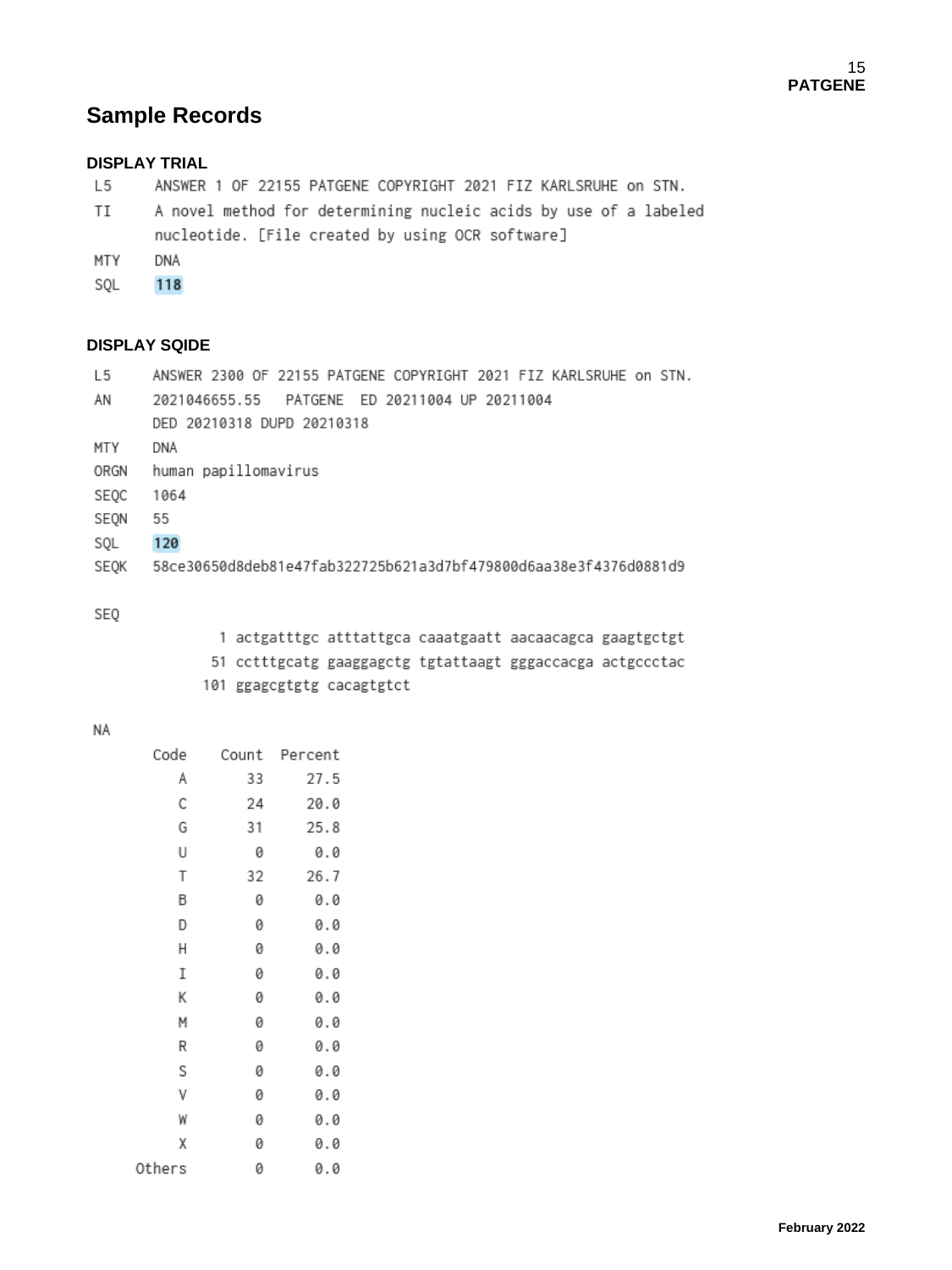# Sample Records

### DISPLAY TRIAL

```
L5    ANSWER 1 OF 22155 PATGENE COPYRIGHT 2021 FIZ KARLSRUHE on STN.
TI    A novel method for determining nucleic acids by use of a labeled
      nucleotide. [File created by using OCR software]
MTY   DNA
SQL   118
```

### DISPLAY SQIDE

```
L5    ANSWER 2300 OF 22155 PATGENE COPYRIGHT 2021 FIZ KARLSRUHE on STN.
AN    2021046655.55   PATGENE  ED 20211004 UP 20211004
      DED 20210318 DUPD 20210318
MTY   DNA
ORGN  human papillomavirus
SEQC  1064
SEQN  55
SQL   120
SEQK  58ce30650d8deb81e47fab322725b621a3d7bf479800d6aa38e3f4376d0881d9

SEQ
          1 actgatttgc atttattgca caaatgaatt aacaacagca gaagtgctgt
         51 cctttgcatg gaaggagctg tgtattaagt gggaccacga actgccctac
        101 ggagcgtgtg cacagtgtct

NA
      Code    Count  Percent
         A       33     27.5
         C       24     20.0
         G       31     25.8
         U        0      0.0
         T       32     26.7
         B        0      0.0
         D        0      0.0
         H        0      0.0
         I        0      0.0
         K        0      0.0
         M        0      0.0
         R        0      0.0
         S        0      0.0
         V        0      0.0
         W        0      0.0
         X        0      0.0
    Others        0      0.0
```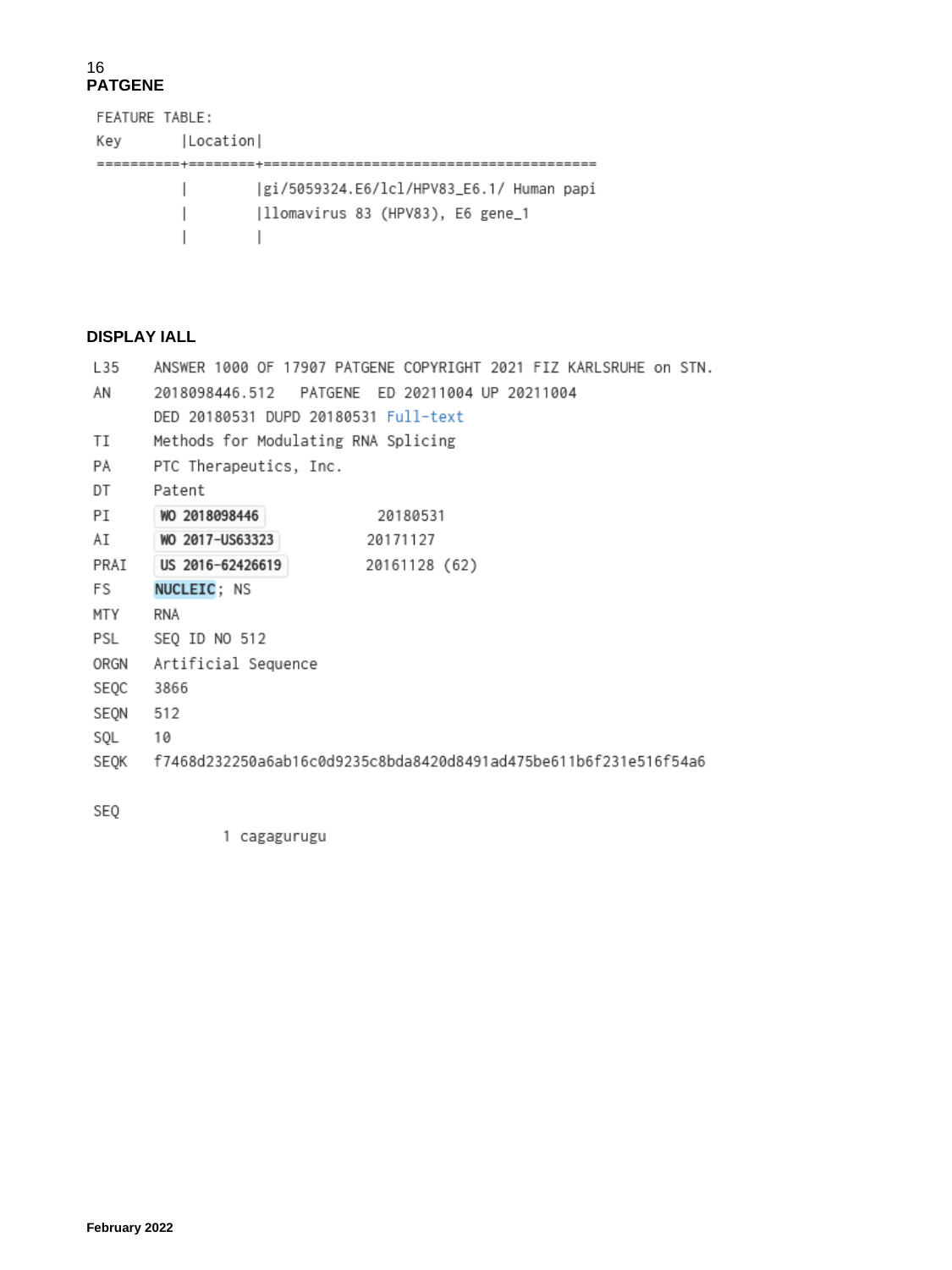**PATGENE**

```
FEATURE TABLE:
Key       |Location|
==========+========+========================================
          |        |gi/5059324.E6/lcl/HPV83_E6.1/ Human papi
          |        |llomavirus 83 (HPV83), E6 gene_1
          |        |
```

**DISPLAY IALL**

```
L35    ANSWER 1000 OF 17907 PATGENE COPYRIGHT 2021 FIZ KARLSRUHE on STN.
AN     2018098446.512   PATGENE  ED 20211004 UP 20211004
       DED 20180531 DUPD 20180531 Full-text
TI     Methods for Modulating RNA Splicing
PA     PTC Therapeutics, Inc.
DT     Patent
PI     WO 2018098446              20180531
AI     WO 2017-US63323            20171127
PRAI   US 2016-62426619           20161128 (62)
FS     NUCLEIC; NS
MTY    RNA
PSL    SEQ ID NO 512
ORGN   Artificial Sequence
SEQC   3866
SEQN   512
SQL    10
SEQK   f7468d232250a6ab16c0d9235c8bda8420d8491ad475be611b6f231e516f54a6

SEQ
           1 cagagurugu
```

**February 2022**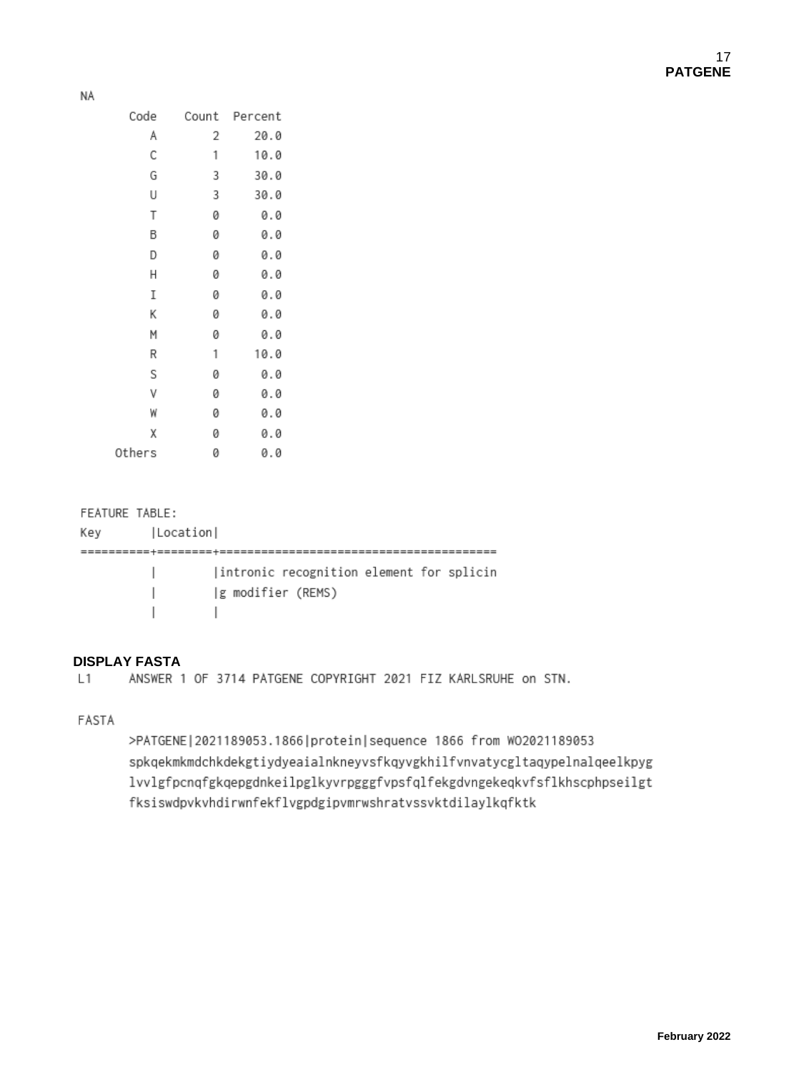NA

| Code | Count | Percent |
| --- | --- | --- |
| A | 2 | 20.0 |
| C | 1 | 10.0 |
| G | 3 | 30.0 |
| U | 3 | 30.0 |
| T | 0 | 0.0 |
| B | 0 | 0.0 |
| D | 0 | 0.0 |
| H | 0 | 0.0 |
| I | 0 | 0.0 |
| K | 0 | 0.0 |
| M | 0 | 0.0 |
| R | 1 | 10.0 |
| S | 0 | 0.0 |
| V | 0 | 0.0 |
| W | 0 | 0.0 |
| X | 0 | 0.0 |
| Others | 0 | 0.0 |

```
FEATURE TABLE:
Key       |Location|
==========+========+========================================
          |        |intronic recognition element for splicin
          |        |g modifier (REMS)
          |        |
```

**DISPLAY FASTA**

```
L1     ANSWER 1 OF 3714 PATGENE COPYRIGHT 2021 FIZ KARLSRUHE on STN.

FASTA
       >PATGENE|2021189053.1866|protein|sequence 1866 from WO2021189053
       spkqekmkmdchkdekgtiydyeaialnkneyvsfkqyvgkhilfvnvatycgltaqypelnalqeelkpyg
       lvvlgfpcnqfgkqepgdnkeilpglkyvrpgggfvpsfqlfekgdvngekeqkvfsflkhscphpseilgt
       fksiswdpvkvhdirwnfekflvgpdgipvmrwshratvssvktdilaylkqfktk
```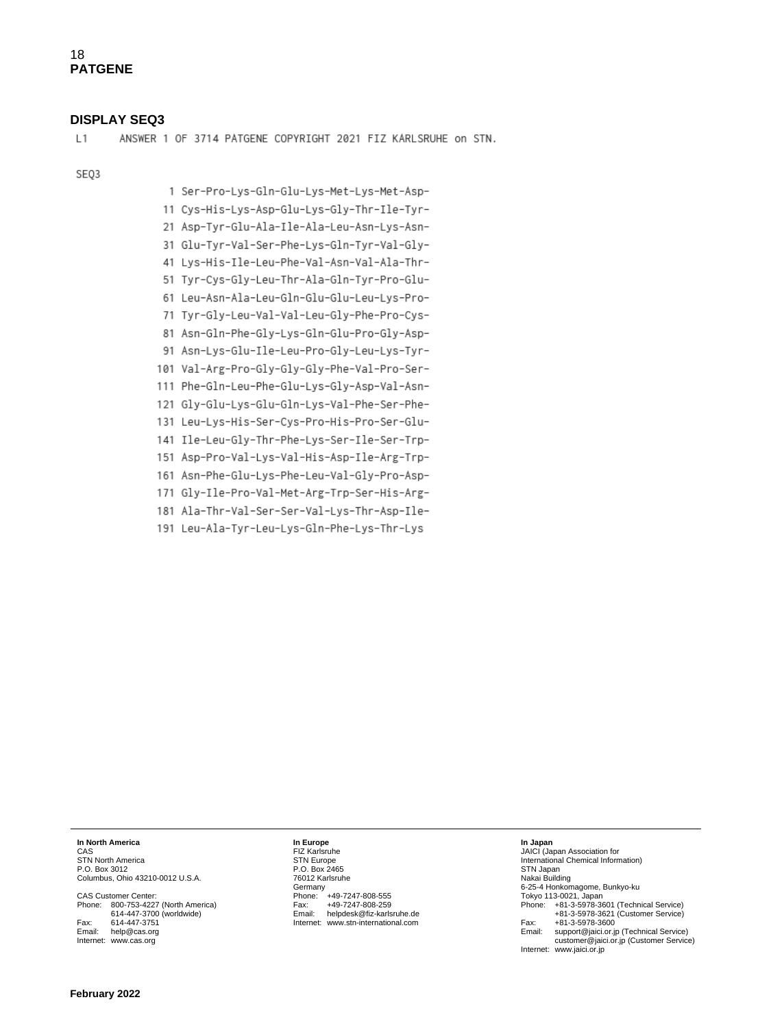## DISPLAY SEQ3

```
L1      ANSWER 1 OF 3714 PATGENE COPYRIGHT 2021 FIZ KARLSRUHE on STN.

SEQ3

           1 Ser-Pro-Lys-Gln-Glu-Lys-Met-Lys-Met-Asp-
          11 Cys-His-Lys-Asp-Glu-Lys-Gly-Thr-Ile-Tyr-
          21 Asp-Tyr-Glu-Ala-Ile-Ala-Leu-Asn-Lys-Asn-
          31 Glu-Tyr-Val-Ser-Phe-Lys-Gln-Tyr-Val-Gly-
          41 Lys-His-Ile-Leu-Phe-Val-Asn-Val-Ala-Thr-
          51 Tyr-Cys-Gly-Leu-Thr-Ala-Gln-Tyr-Pro-Glu-
          61 Leu-Asn-Ala-Leu-Gln-Glu-Glu-Leu-Lys-Pro-
          71 Tyr-Gly-Leu-Val-Val-Leu-Gly-Phe-Pro-Cys-
          81 Asn-Gln-Phe-Gly-Lys-Gln-Glu-Pro-Gly-Asp-
          91 Asn-Lys-Glu-Ile-Leu-Pro-Gly-Leu-Lys-Tyr-
         101 Val-Arg-Pro-Gly-Gly-Gly-Phe-Val-Pro-Ser-
         111 Phe-Gln-Leu-Phe-Glu-Lys-Gly-Asp-Val-Asn-
         121 Gly-Glu-Lys-Glu-Gln-Lys-Val-Phe-Ser-Phe-
         131 Leu-Lys-His-Ser-Cys-Pro-His-Pro-Ser-Glu-
         141 Ile-Leu-Gly-Thr-Phe-Lys-Ser-Ile-Ser-Trp-
         151 Asp-Pro-Val-Lys-Val-His-Asp-Ile-Arg-Trp-
         161 Asn-Phe-Glu-Lys-Phe-Leu-Val-Gly-Pro-Asp-
         171 Gly-Ile-Pro-Val-Met-Arg-Trp-Ser-His-Arg-
         181 Ala-Thr-Val-Ser-Ser-Val-Lys-Thr-Asp-Ile-
         191 Leu-Ala-Tyr-Leu-Lys-Gln-Phe-Lys-Thr-Lys
```

**In North America**
CAS
STN North America
P.O. Box 3012
Columbus, Ohio 43210-0012 U.S.A.

CAS Customer Center:
Phone: 800-753-4227 (North America)
614-447-3700 (worldwide)
Fax: 614-447-3751
Email: help@cas.org
Internet: www.cas.org

**In Europe**
FIZ Karlsruhe
STN Europe
P.O. Box 2465
76012 Karlsruhe
Germany
Phone: +49-7247-808-555
Fax: +49-7247-808-259
Email: helpdesk@fiz-karlsruhe.de
Internet: www.stn-international.com

**In Japan**
JAICI (Japan Association for International Chemical Information)
STN Japan
Nakai Building
6-25-4 Honkomagome, Bunkyo-ku
Tokyo 113-0021, Japan
Phone: +81-3-5978-3601 (Technical Service)
+81-3-5978-3621 (Customer Service)
Fax: +81-3-5978-3600
Email: support@jaici.or.jp (Technical Service)
customer@jaici.or.jp (Customer Service)
Internet: www.jaici.or.jp